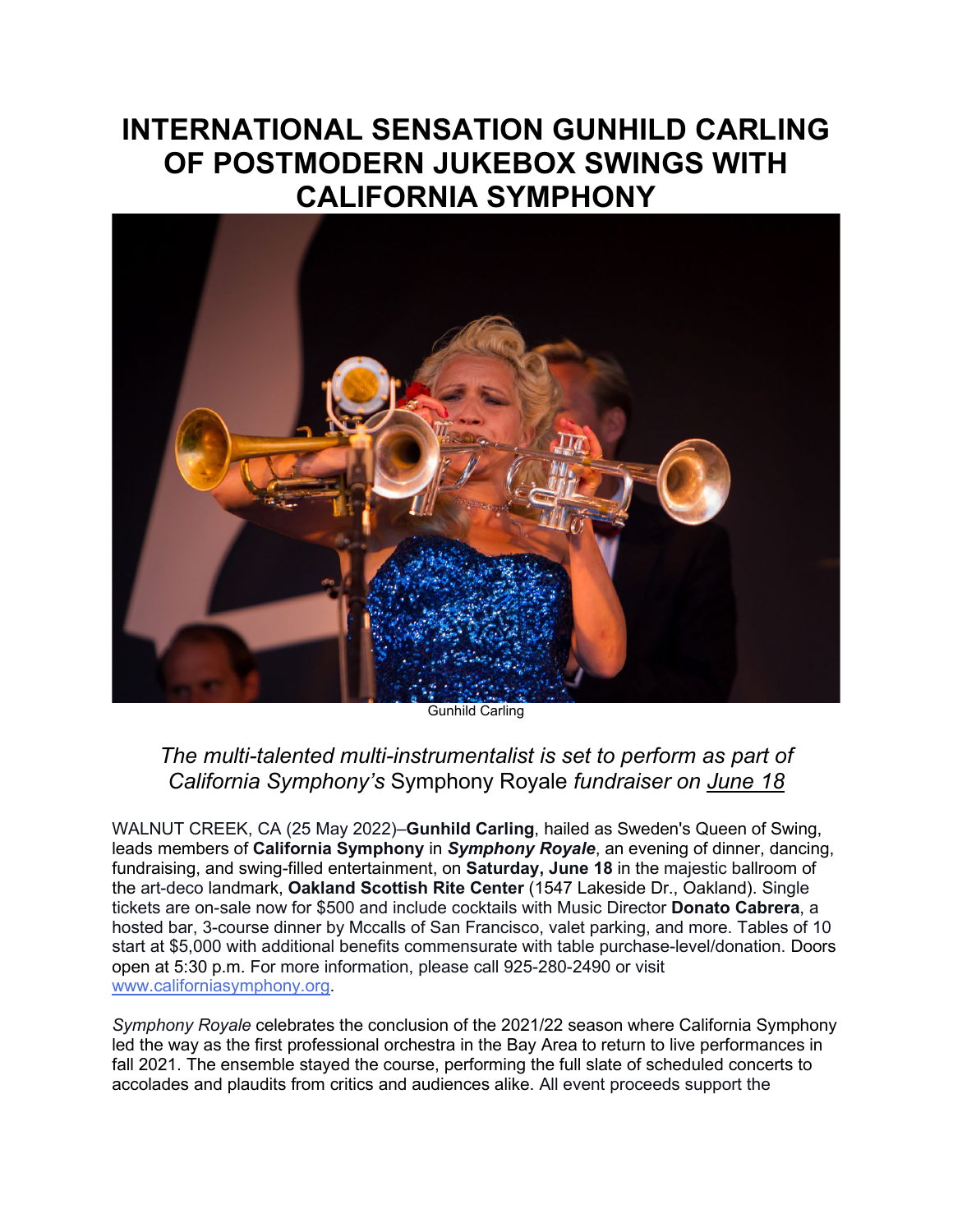# INTERNATIONAL SENSATION GUNHILD CARLING OF POSTMODERN JUKEBOX SWINGS WITH CALIFORNIA SYMPHONY

Gunhild Carling

*The multi-talented multi-instrumentalist is set to perform as part of California Symphony's* Symphony Royale *fundraiser on June 18*

WALNUT CREEK, CA (25 May 2022)–**Gunhild Carling**, hailed as Sweden's Queen of Swing, leads members of **California Symphony** in ***Symphony Royale***, an evening of dinner, dancing, fundraising, and swing-filled entertainment, on **Saturday, June 18** in the majestic ballroom of the art-deco landmark, **Oakland Scottish Rite Center** (1547 Lakeside Dr., Oakland). Single tickets are on-sale now for $500 and include cocktails with Music Director **Donato Cabrera**, a hosted bar, 3-course dinner by Mccalls of San Francisco, valet parking, and more. Tables of 10 start at $5,000 with additional benefits commensurate with table purchase-level/donation. Doors open at 5:30 p.m. For more information, please call 925-280-2490 or visit www.californiasymphony.org.

*Symphony Royale* celebrates the conclusion of the 2021/22 season where California Symphony led the way as the first professional orchestra in the Bay Area to return to live performances in fall 2021. The ensemble stayed the course, performing the full slate of scheduled concerts to accolades and plaudits from critics and audiences alike. All event proceeds support the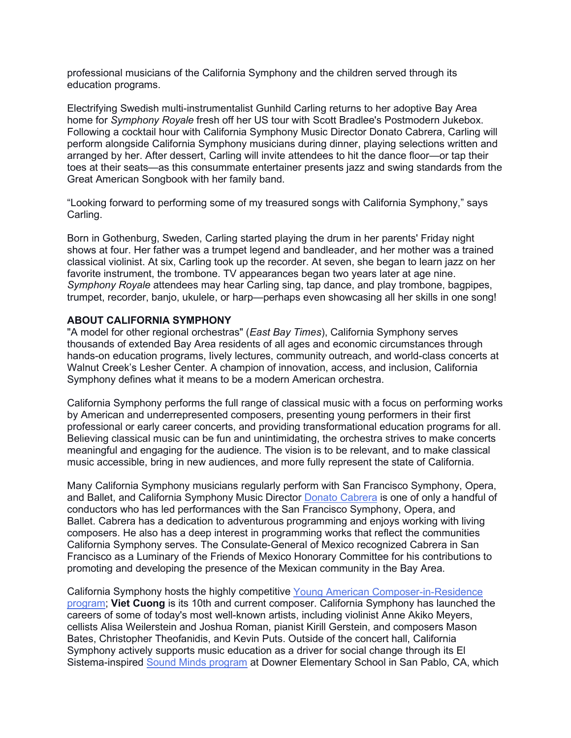professional musicians of the California Symphony and the children served through its education programs.

Electrifying Swedish multi-instrumentalist Gunhild Carling returns to her adoptive Bay Area home for *Symphony Royale* fresh off her US tour with Scott Bradlee's Postmodern Jukebox. Following a cocktail hour with California Symphony Music Director Donato Cabrera, Carling will perform alongside California Symphony musicians during dinner, playing selections written and arranged by her. After dessert, Carling will invite attendees to hit the dance floor—or tap their toes at their seats—as this consummate entertainer presents jazz and swing standards from the Great American Songbook with her family band.

"Looking forward to performing some of my treasured songs with California Symphony," says Carling.

Born in Gothenburg, Sweden, Carling started playing the drum in her parents' Friday night shows at four. Her father was a trumpet legend and bandleader, and her mother was a trained classical violinist. At six, Carling took up the recorder. At seven, she began to learn jazz on her favorite instrument, the trombone. TV appearances began two years later at age nine. *Symphony Royale* attendees may hear Carling sing, tap dance, and play trombone, bagpipes, trumpet, recorder, banjo, ukulele, or harp—perhaps even showcasing all her skills in one song!

**ABOUT CALIFORNIA SYMPHONY**

"A model for other regional orchestras" (*East Bay Times*), California Symphony serves thousands of extended Bay Area residents of all ages and economic circumstances through hands-on education programs, lively lectures, community outreach, and world-class concerts at Walnut Creek's Lesher Center. A champion of innovation, access, and inclusion, California Symphony defines what it means to be a modern American orchestra.

California Symphony performs the full range of classical music with a focus on performing works by American and underrepresented composers, presenting young performers in their first professional or early career concerts, and providing transformational education programs for all. Believing classical music can be fun and unintimidating, the orchestra strives to make concerts meaningful and engaging for the audience. The vision is to be relevant, and to make classical music accessible, bring in new audiences, and more fully represent the state of California.

Many California Symphony musicians regularly perform with San Francisco Symphony, Opera, and Ballet, and California Symphony Music Director Donato Cabrera is one of only a handful of conductors who has led performances with the San Francisco Symphony, Opera, and Ballet. Cabrera has a dedication to adventurous programming and enjoys working with living composers. He also has a deep interest in programming works that reflect the communities California Symphony serves. The Consulate-General of Mexico recognized Cabrera in San Francisco as a Luminary of the Friends of Mexico Honorary Committee for his contributions to promoting and developing the presence of the Mexican community in the Bay Area.

California Symphony hosts the highly competitive Young American Composer-in-Residence program; **Viet Cuong** is its 10th and current composer. California Symphony has launched the careers of some of today's most well-known artists, including violinist Anne Akiko Meyers, cellists Alisa Weilerstein and Joshua Roman, pianist Kirill Gerstein, and composers Mason Bates, Christopher Theofanidis, and Kevin Puts. Outside of the concert hall, California Symphony actively supports music education as a driver for social change through its El Sistema-inspired Sound Minds program at Downer Elementary School in San Pablo, CA, which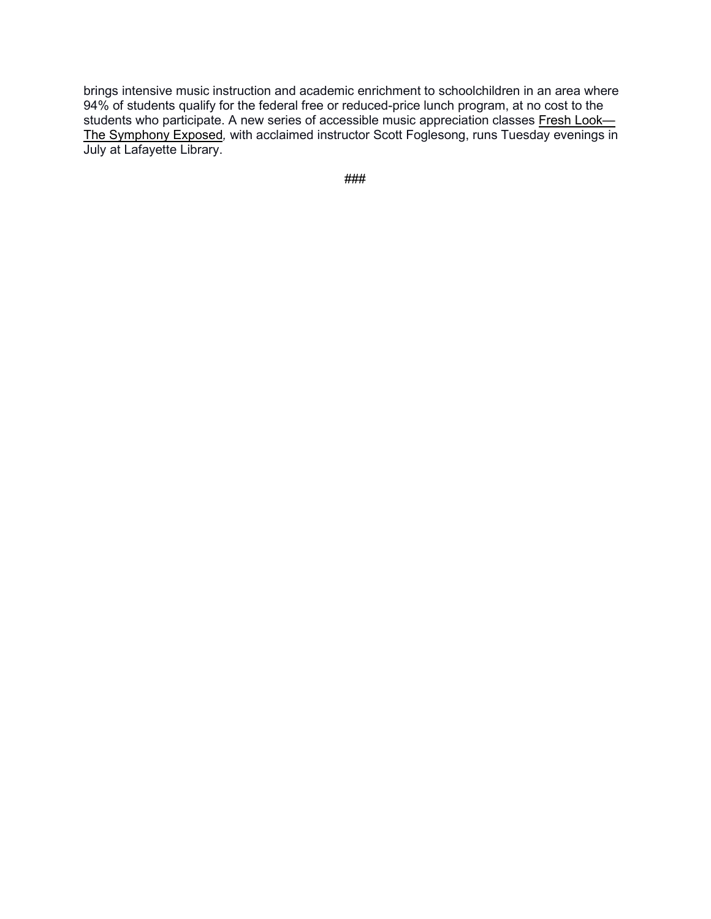brings intensive music instruction and academic enrichment to schoolchildren in an area where 94% of students qualify for the federal free or reduced-price lunch program, at no cost to the students who participate. A new series of accessible music appreciation classes Fresh Look—The Symphony Exposed, with acclaimed instructor Scott Foglesong, runs Tuesday evenings in July at Lafayette Library.

###